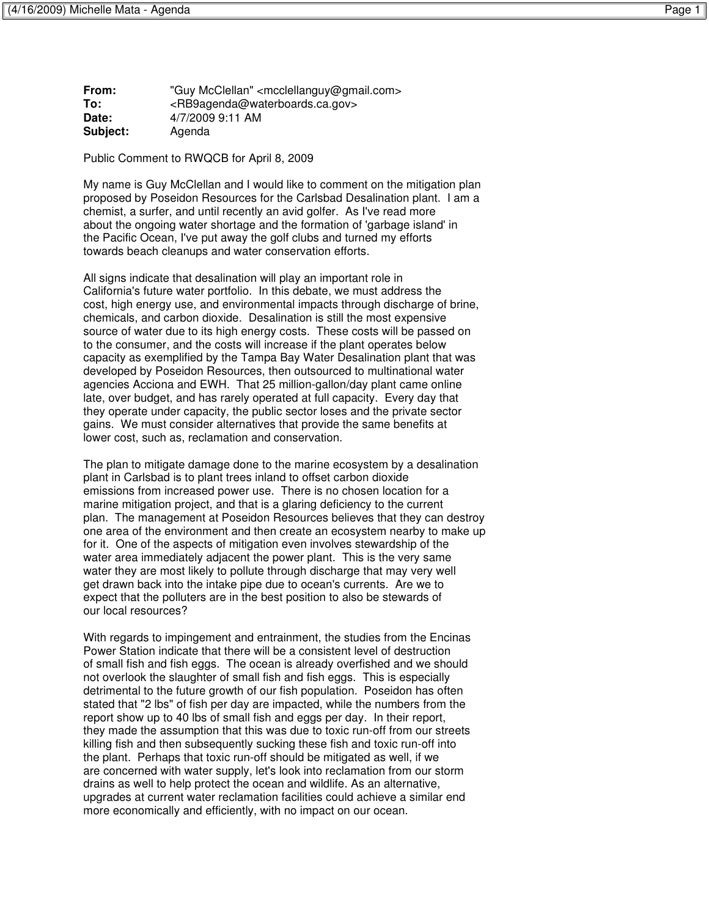**From:** "Guy McClellan" <mcclellanguy@gmail.com>
**To:** <RB9agenda@waterboards.ca.gov>
**Date:** 4/7/2009 9:11 AM
**Subject:** Agenda

Public Comment to RWQCB for April 8, 2009

My name is Guy McClellan and I would like to comment on the mitigation plan proposed by Poseidon Resources for the Carlsbad Desalination plant. I am a chemist, a surfer, and until recently an avid golfer. As I've read more about the ongoing water shortage and the formation of 'garbage island' in the Pacific Ocean, I've put away the golf clubs and turned my efforts towards beach cleanups and water conservation efforts.

All signs indicate that desalination will play an important role in California's future water portfolio. In this debate, we must address the cost, high energy use, and environmental impacts through discharge of brine, chemicals, and carbon dioxide. Desalination is still the most expensive source of water due to its high energy costs. These costs will be passed on to the consumer, and the costs will increase if the plant operates below capacity as exemplified by the Tampa Bay Water Desalination plant that was developed by Poseidon Resources, then outsourced to multinational water agencies Acciona and EWH. That 25 million-gallon/day plant came online late, over budget, and has rarely operated at full capacity. Every day that they operate under capacity, the public sector loses and the private sector gains. We must consider alternatives that provide the same benefits at lower cost, such as, reclamation and conservation.

The plan to mitigate damage done to the marine ecosystem by a desalination plant in Carlsbad is to plant trees inland to offset carbon dioxide emissions from increased power use. There is no chosen location for a marine mitigation project, and that is a glaring deficiency to the current plan. The management at Poseidon Resources believes that they can destroy one area of the environment and then create an ecosystem nearby to make up for it. One of the aspects of mitigation even involves stewardship of the water area immediately adjacent the power plant. This is the very same water they are most likely to pollute through discharge that may very well get drawn back into the intake pipe due to ocean's currents. Are we to expect that the polluters are in the best position to also be stewards of our local resources?

With regards to impingement and entrainment, the studies from the Encinas Power Station indicate that there will be a consistent level of destruction of small fish and fish eggs. The ocean is already overfished and we should not overlook the slaughter of small fish and fish eggs. This is especially detrimental to the future growth of our fish population. Poseidon has often stated that "2 lbs" of fish per day are impacted, while the numbers from the report show up to 40 lbs of small fish and eggs per day. In their report, they made the assumption that this was due to toxic run-off from our streets killing fish and then subsequently sucking these fish and toxic run-off into the plant. Perhaps that toxic run-off should be mitigated as well, if we are concerned with water supply, let's look into reclamation from our storm drains as well to help protect the ocean and wildlife. As an alternative, upgrades at current water reclamation facilities could achieve a similar end more economically and efficiently, with no impact on our ocean.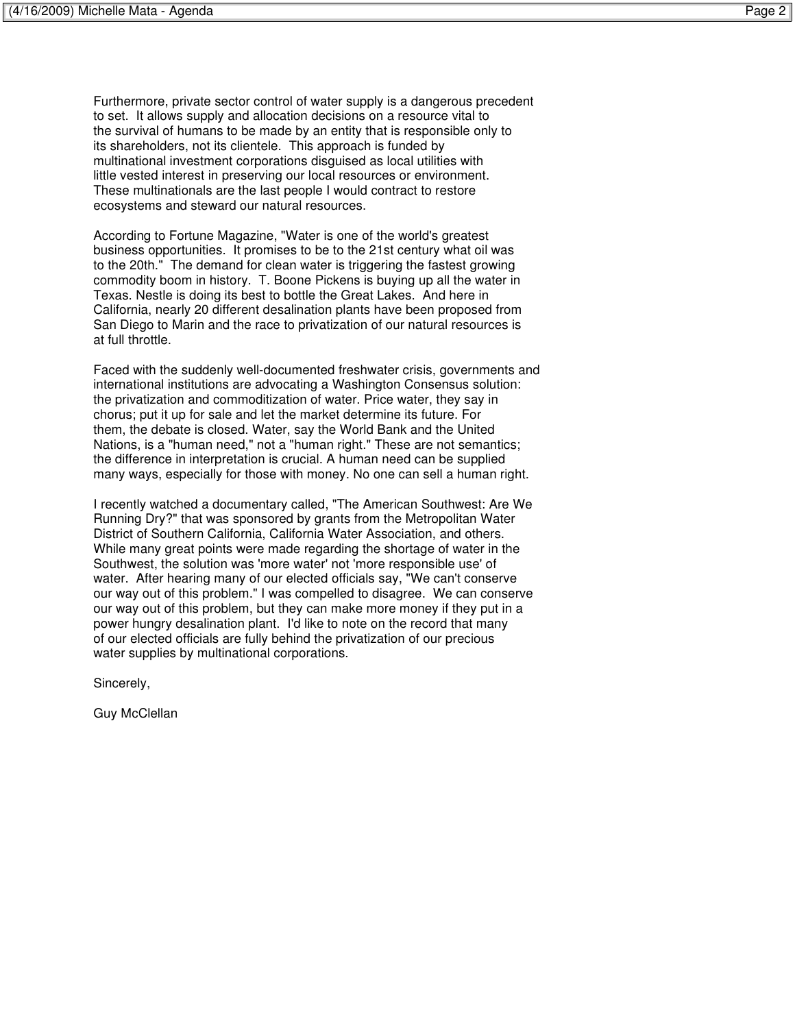Furthermore, private sector control of water supply is a dangerous precedent to set. It allows supply and allocation decisions on a resource vital to the survival of humans to be made by an entity that is responsible only to its shareholders, not its clientele. This approach is funded by multinational investment corporations disguised as local utilities with little vested interest in preserving our local resources or environment. These multinationals are the last people I would contract to restore ecosystems and steward our natural resources.

According to Fortune Magazine, "Water is one of the world's greatest business opportunities. It promises to be to the 21st century what oil was to the 20th." The demand for clean water is triggering the fastest growing commodity boom in history. T. Boone Pickens is buying up all the water in Texas. Nestle is doing its best to bottle the Great Lakes. And here in California, nearly 20 different desalination plants have been proposed from San Diego to Marin and the race to privatization of our natural resources is at full throttle.

Faced with the suddenly well-documented freshwater crisis, governments and international institutions are advocating a Washington Consensus solution: the privatization and commoditization of water. Price water, they say in chorus; put it up for sale and let the market determine its future. For them, the debate is closed. Water, say the World Bank and the United Nations, is a "human need," not a "human right." These are not semantics; the difference in interpretation is crucial. A human need can be supplied many ways, especially for those with money. No one can sell a human right.

I recently watched a documentary called, "The American Southwest: Are We Running Dry?" that was sponsored by grants from the Metropolitan Water District of Southern California, California Water Association, and others. While many great points were made regarding the shortage of water in the Southwest, the solution was 'more water' not 'more responsible use' of water. After hearing many of our elected officials say, "We can't conserve our way out of this problem." I was compelled to disagree. We can conserve our way out of this problem, but they can make more money if they put in a power hungry desalination plant. I'd like to note on the record that many of our elected officials are fully behind the privatization of our precious water supplies by multinational corporations.

Sincerely,

Guy McClellan